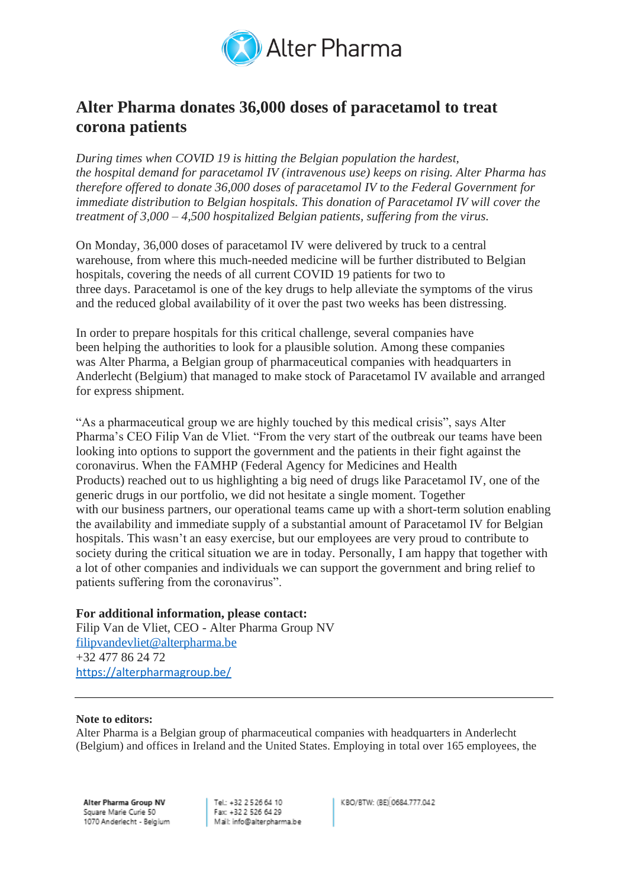# Alter Pharma donates 36,000 doses of paracetamol to treat corona patients

*During times when COVID 19 is hitting the Belgian population the hardest, the hospital demand for paracetamol IV (intravenous use) keeps on rising. Alter Pharma has therefore offered to donate 36,000 doses of paracetamol IV to the Federal Government for immediate distribution to Belgian hospitals. This donation of Paracetamol IV will cover the treatment of 3,000 – 4,500 hospitalized Belgian patients, suffering from the virus.*

On Monday, 36,000 doses of paracetamol IV were delivered by truck to a central warehouse, from where this much-needed medicine will be further distributed to Belgian hospitals, covering the needs of all current COVID 19 patients for two to three days. Paracetamol is one of the key drugs to help alleviate the symptoms of the virus and the reduced global availability of it over the past two weeks has been distressing.

In order to prepare hospitals for this critical challenge, several companies have been helping the authorities to look for a plausible solution. Among these companies was Alter Pharma, a Belgian group of pharmaceutical companies with headquarters in Anderlecht (Belgium) that managed to make stock of Paracetamol IV available and arranged for express shipment.

"As a pharmaceutical group we are highly touched by this medical crisis", says Alter Pharma's CEO Filip Van de Vliet. "From the very start of the outbreak our teams have been looking into options to support the government and the patients in their fight against the coronavirus. When the FAMHP (Federal Agency for Medicines and Health Products) reached out to us highlighting a big need of drugs like Paracetamol IV, one of the generic drugs in our portfolio, we did not hesitate a single moment. Together with our business partners, our operational teams came up with a short-term solution enabling the availability and immediate supply of a substantial amount of Paracetamol IV for Belgian hospitals. This wasn't an easy exercise, but our employees are very proud to contribute to society during the critical situation we are in today. Personally, I am happy that together with a lot of other companies and individuals we can support the government and bring relief to patients suffering from the coronavirus".

**For additional information, please contact:**
Filip Van de Vliet, CEO - Alter Pharma Group NV
filipvandevliet@alterpharma.be
+32 477 86 24 72
https://alterpharmagroup.be/

---

**Note to editors:**
Alter Pharma is a Belgian group of pharmaceutical companies with headquarters in Anderlecht (Belgium) and offices in Ireland and the United States. Employing in total over 165 employees, the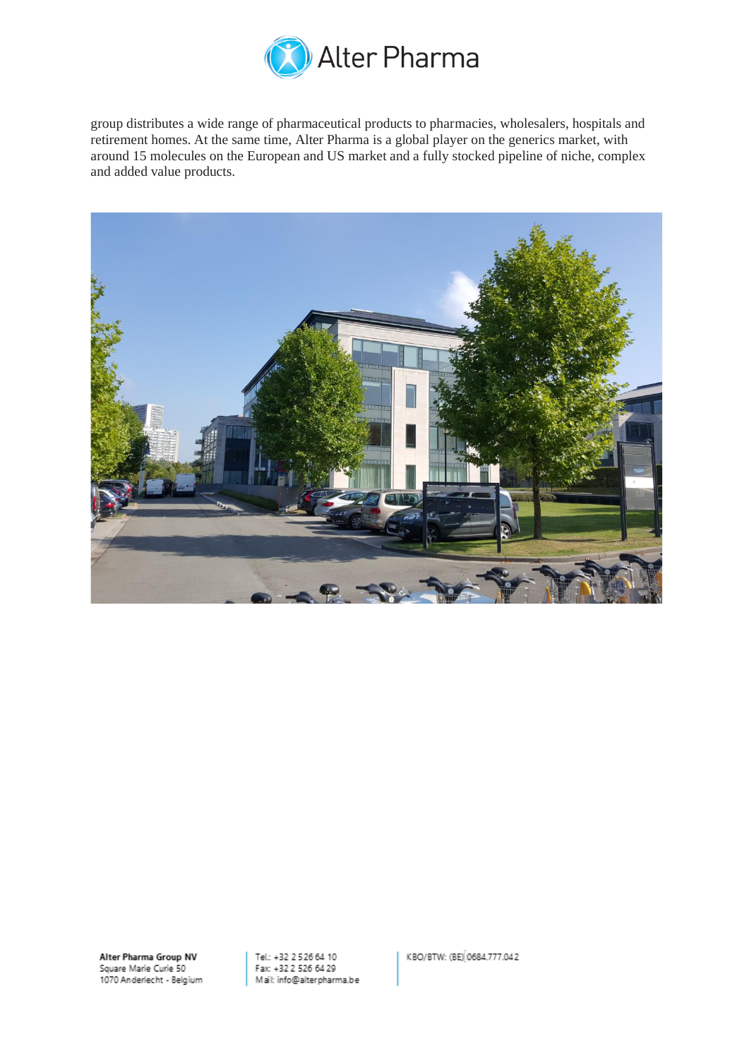group distributes a wide range of pharmaceutical products to pharmacies, wholesalers, hospitals and retirement homes. At the same time, Alter Pharma is a global player on the generics market, with around 15 molecules on the European and US market and a fully stocked pipeline of niche, complex and added value products.

**Alter Pharma Group NV**
Square Marie Curie 50
1070 Anderlecht - Belgium

Tel.: +32 2 526 64 10
Fax: +32 2 526 64 29
Mail: info@alterpharma.be

KBO/BTW: (BE) 0684.777.042